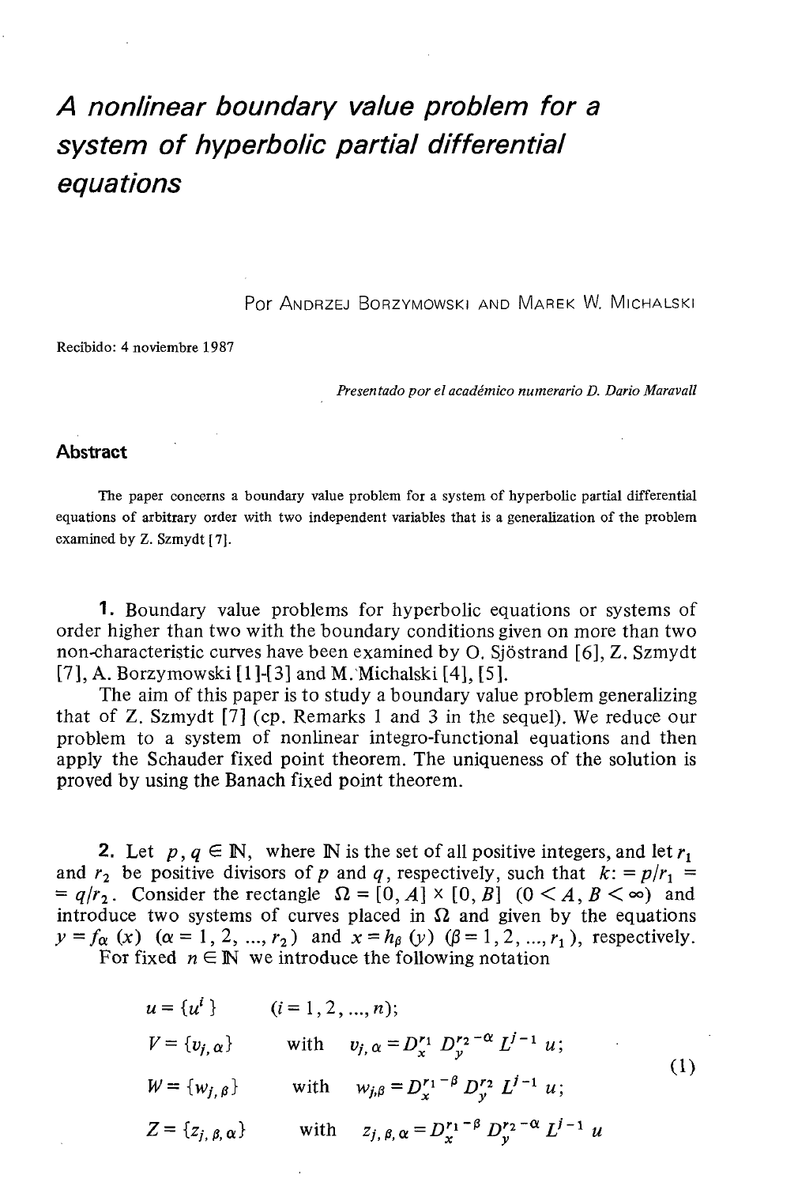# A nonlinear boundary value problem for a system of hyperbolic partial differential equations

Por ANDRZEJ BORZYMOWSKI AND MAREK W. MICHALSKI

Recibido: 4 noviembre 1987

*Presentado por el académico numerario D. Darío Maravall*

## Abstract

The paper concerns a boundary value problem for a system of hyperbolic partial differential equations of arbitrary order with two independent variables that is a generalization of the problem examined by Z. Szmydt [7].

**1.** Boundary value problems for hyperbolic equations or systems of order higher than two with the boundary conditions given on more than two non-characteristic curves have been examined by O. Sjöstrand [6], Z. Szmydt [7], A. Borzymowski [1]-[3] and M. Michalski [4], [5].

The aim of this paper is to study a boundary value problem generalizing that of Z. Szmydt [7] (cp. Remarks 1 and 3 in the sequel). We reduce our problem to a system of nonlinear integro-functional equations and then apply the Schauder fixed point theorem. The uniqueness of the solution is proved by using the Banach fixed point theorem.

**2.** Let $p, q \in \mathbb{N}$, where $\mathbb{N}$ is the set of all positive integers, and let $r_1$ and $r_2$ be positive divisors of $p$ and $q$, respectively, such that $k := p/r_1 = q/r_2$. Consider the rectangle $\Omega = [0, A] \times [0, B]$ $(0 < A, B < \infty)$ and introduce two systems of curves placed in $\Omega$ and given by the equations $y = f_\alpha(x)$ $(\alpha = 1, 2, \ldots, r_2)$ and $x = h_\beta(y)$ $(\beta = 1, 2, \ldots, r_1)$, respectively.

For fixed $n \in \mathbb{N}$ we introduce the following notation

$$
\begin{aligned}
&u = \{u^i\} && (i = 1, 2, \ldots, n); \\
&V = \{v_{j,\alpha}\} && \text{with} \quad v_{j,\alpha} = D_x^{r_1} D_y^{r_2 - \alpha} L^{j-1} u; \\
&W = \{w_{j,\beta}\} && \text{with} \quad w_{j,\beta} = D_x^{r_1 - \beta} D_y^{r_2} L^{j-1} u; \\
&Z = \{z_{j,\beta,\alpha}\} && \text{with} \quad z_{j,\beta,\alpha} = D_x^{r_1 - \beta} D_y^{r_2 - \alpha} L^{j-1} u
\end{aligned}
\tag{1}
$$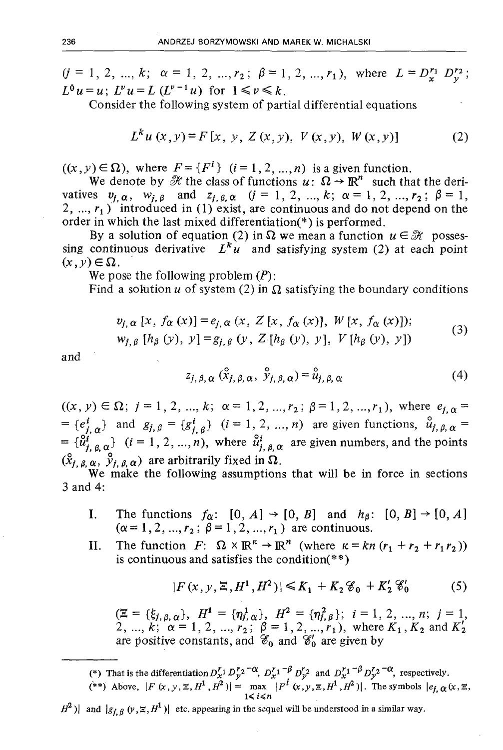($j = 1, 2, ..., k$; $\alpha = 1, 2, ..., r_2$; $\beta = 1, 2, ..., r_1$), where $L = D_x^{r_1} D_y^{r_2}$; $L^0 u = u$; $L^\nu u = L(L^{\nu-1} u)$ for $1 \leqslant \nu \leqslant k$.

Consider the following system of partial differential equations

$$L^k u(x,y) = F[x, y, Z(x,y), V(x,y), W(x,y)] \tag{2}$$

($(x,y) \in \Omega$), where $F = \{F^i\}$ ($i = 1, 2, ..., n$) is a given function.

We denote by $\mathscr{K}$ the class of functions $u$: $\Omega \to \mathbb{R}^n$ such that the derivatives $v_{j,\alpha}$, $w_{j,\beta}$ and $z_{j,\beta,\alpha}$ ($j = 1, 2, ..., k$; $\alpha = 1, 2, ..., r_2$; $\beta = 1, 2, ..., r_1$) introduced in (1) exist, are continuous and do not depend on the order in which the last mixed differentiation(*) is performed.

By a solution of equation (2) in $\Omega$ we mean a function $u \in \mathscr{K}$ possessing continuous derivative $L^k u$ and satisfying system (2) at each point $(x,y) \in \Omega$.

We pose the following problem (*P*):

Find a solution $u$ of system (2) in $\Omega$ satisfying the boundary conditions

$$\begin{aligned} v_{j,\alpha}[x, f_\alpha(x)] &= e_{j,\alpha}(x, Z[x, f_\alpha(x)], W[x, f_\alpha(x)]); \\ w_{j,\beta}[h_\beta(y), y] &= g_{j,\beta}(y, Z[h_\beta(y), y], V[h_\beta(y), y]) \end{aligned} \tag{3}$$

and

$$z_{j,\beta,\alpha}(\mathring{x}_{j,\beta,\alpha}, \mathring{y}_{j,\beta,\alpha}) = \mathring{u}_{j,\beta,\alpha} \tag{4}$$

($(x,y) \in \Omega$; $j = 1, 2, ..., k$; $\alpha = 1, 2, ..., r_2$; $\beta = 1, 2, ..., r_1$), where $e_{j,\alpha} = \{e^i_{j,\alpha}\}$ and $g_{j,\beta} = \{g^i_{j,\beta}\}$ ($i = 1, 2, ..., n$) are given functions, $\mathring{u}_{j,\beta,\alpha} = \{\mathring{u}^i_{j,\beta,\alpha}\}$ ($i = 1, 2, ..., n$), where $\mathring{u}^i_{j,\beta,\alpha}$ are given numbers, and the points $(\mathring{x}_{j,\beta,\alpha}, \mathring{y}_{j,\beta,\alpha})$ are arbitrarily fixed in $\Omega$.

We make the following assumptions that will be in force in sections 3 and 4:

I. The functions $f_\alpha$: $[0, A] \to [0, B]$ and $h_\beta$: $[0, B] \to [0, A]$ ($\alpha = 1, 2, ..., r_2$; $\beta = 1, 2, ..., r_1$) are continuous.

II. The function $F$: $\Omega \times \mathbb{R}^\kappa \to \mathbb{R}^n$ (where $\kappa = kn(r_1 + r_2 + r_1 r_2)$) is continuous and satisfies the condition(**)

$$|F(x, y, \Xi, H^1, H^2)| \leqslant K_1 + K_2 \mathscr{C}_0 + K_2' \mathscr{C}_0' \tag{5}$$

($\Xi = \{\xi_{j,\beta,\alpha}\}$, $H^1 = \{\eta^1_{j,\alpha}\}$, $H^2 = \{\eta^2_{j,\beta}\}$; $i = 1, 2, ..., n$; $j = 1, 2, ..., k$; $\alpha = 1, 2, ..., r_2$; $\beta = 1, 2, ..., r_1$), where $K_1$, $K_2$ and $K_2'$ are positive constants, and $\mathscr{C}_0$ and $\mathscr{C}_0'$ are given by

---

(*) That is the differentiation $D_x^{r_1} D_y^{r_2 - \alpha}$, $D_x^{r_1 - \beta} D_y^{r_2}$ and $D_x^{r_1 - \beta} D_y^{r_2 - \alpha}$, respectively.

(**) Above, $|F(x, y, \Xi, H^1, H^2)| = \max\limits_{1 \leqslant i \leqslant n} |F^i(x, y, \Xi, H^1, H^2)|$. The symbols $|e_{j,\alpha}(x, \Xi, H^2)|$ and $|g_{j,\beta}(y, \Xi, H^1)|$ etc. appearing in the sequel will be understood in a similar way.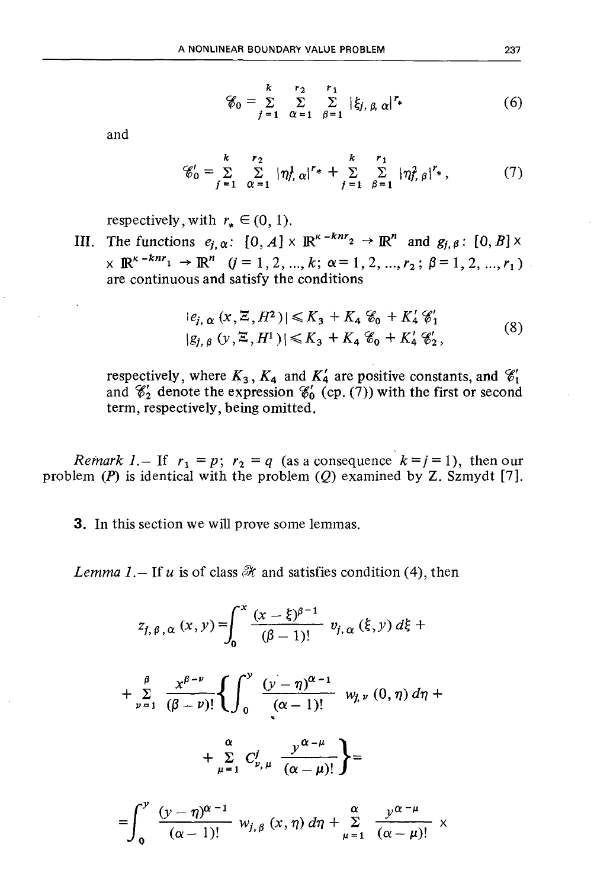$$\mathscr{C}_0 = \sum_{j=1}^{k} \sum_{\alpha=1}^{r_2} \sum_{\beta=1}^{r_1} |\xi_{j,\beta,\alpha}|^{r_*} \tag{6}$$

and

$$\mathscr{C}_0' = \sum_{j=1}^{k} \sum_{\alpha=1}^{r_2} |\eta_{j,\alpha}^1|^{r_*} + \sum_{j=1}^{k} \sum_{\beta=1}^{r_1} |\eta_{j,\beta}^2|^{r_*}, \tag{7}$$

respectively, with $r_* \in (0, 1)$.

III. The functions $e_{j,\alpha}$: $[0, A] \times \mathbb{R}^{\kappa - knr_2} \to \mathbb{R}^n$ and $g_{j,\beta}$: $[0, B] \times \mathbb{R}^{\kappa - knr_1} \to \mathbb{R}^n$ $(j = 1, 2, ..., k;\ \alpha = 1, 2, ..., r_2;\ \beta = 1, 2, ..., r_1)$ are continuous and satisfy the conditions

$$\begin{aligned} |e_{j,\alpha}(x, \Xi, H^2)| &\leqslant K_3 + K_4 \mathscr{C}_0 + K_4' \mathscr{C}_1' \\ |g_{j,\beta}(y, \Xi, H^1)| &\leqslant K_3 + K_4 \mathscr{C}_0 + K_4' \mathscr{C}_2', \end{aligned} \tag{8}$$

respectively, where $K_3$, $K_4$ and $K_4'$ are positive constants, and $\mathscr{C}_1'$ and $\mathscr{C}_2'$ denote the expression $\mathscr{C}_0'$ (cp. (7)) with the first or second term, respectively, being omitted.

*Remark 1.*— If $r_1 = p$; $r_2 = q$ (as a consequence $k = j = 1$), then our problem $(P)$ is identical with the problem $(Q)$ examined by Z. Szmydt [7].

**3.** In this section we will prove some lemmas.

*Lemma 1.*— If $u$ is of class $\mathscr{K}$ and satisfies condition (4), then

$$z_{j,\beta,\alpha}(x, y) = \int_0^x \frac{(x - \xi)^{\beta - 1}}{(\beta - 1)!} v_{j,\alpha}(\xi, y)\, d\xi +$$

$$+ \sum_{\nu=1}^{\beta} \frac{x^{\beta - \nu}}{(\beta - \nu)!} \left\{ \int_0^y \frac{(y - \eta)^{\alpha - 1}}{(\alpha - 1)!} w_{j,\nu}(0, \eta)\, d\eta + \right.$$

$$\left. + \sum_{\mu=1}^{\alpha} C_{\nu,\mu}^j \frac{y^{\alpha - \mu}}{(\alpha - \mu)!} \right\} =$$

$$= \int_0^y \frac{(y - \eta)^{\alpha - 1}}{(\alpha - 1)!} w_{j,\beta}(x, \eta)\, d\eta + \sum_{\mu=1}^{\alpha} \frac{y^{\alpha - \mu}}{(\alpha - \mu)!} \times$$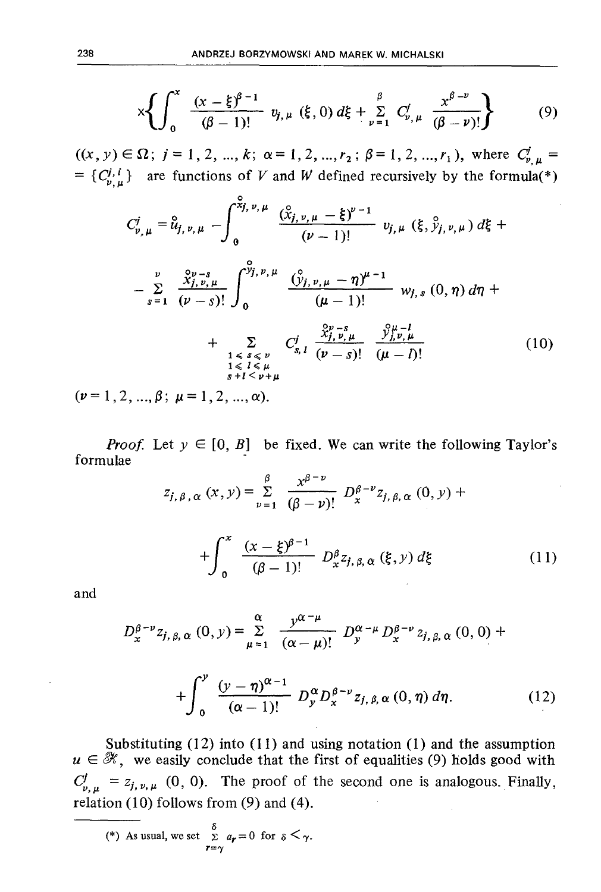$$\times\left\{\int_0^x \frac{(x-\xi)^{\beta-1}}{(\beta-1)!}\, v_{j,\mu}(\xi,0)\,d\xi + \sum_{\nu=1}^{\beta} C^j_{\nu,\mu}\frac{x^{\beta-\nu}}{(\beta-\nu)!}\right\} \tag{9}$$

$((x,y)\in\Omega;\ j=1,2,\ldots,k;\ \alpha=1,2,\ldots,r_2;\ \beta=1,2,\ldots,r_1)$, where $C^j_{\nu,\mu} = \{C^{j,i}_{\nu,\mu}\}$ are functions of $V$ and $W$ defined recursively by the formula(*)

$$\begin{aligned} C^j_{\nu,\mu} = \mathring{u}_{j,\nu,\mu} &- \int_0^{\mathring{x}_{j,\nu,\mu}} \frac{(\mathring{x}_{j,\nu,\mu}-\xi)^{\nu-1}}{(\nu-1)!}\, v_{j,\mu}(\xi,\mathring{y}_{j,\nu,\mu})\,d\xi + \\ &- \sum_{s=1}^{\nu}\frac{\mathring{x}^{\nu-s}_{j,\nu,\mu}}{(\nu-s)!}\int_0^{\mathring{y}_{j,\nu,\mu}} \frac{(\mathring{y}_{j,\nu,\mu}-\eta)^{\mu-1}}{(\mu-1)!}\, w_{j,s}(0,\eta)\,d\eta + \\ &+ \sum_{\substack{1\le s\le\nu\\ 1\le l\le\mu\\ s+l<\nu+\mu}} C^j_{s,l}\,\frac{\mathring{x}^{\nu-s}_{j,\nu,\mu}}{(\nu-s)!}\,\frac{\mathring{y}^{\mu-l}_{j,\nu,\mu}}{(\mu-l)!} \end{aligned} \tag{10}$$

$(\nu=1,2,\ldots,\beta;\ \mu=1,2,\ldots,\alpha)$.

*Proof.* Let $y\in[0,B]$ be fixed. We can write the following Taylor's formulae

$$z_{j,\beta,\alpha}(x,y) = \sum_{\nu=1}^{\beta}\frac{x^{\beta-\nu}}{(\beta-\nu)!}\,D_x^{\beta-\nu} z_{j,\beta,\alpha}(0,y) + \int_0^x \frac{(x-\xi)^{\beta-1}}{(\beta-1)!}\,D_x^{\beta} z_{j,\beta,\alpha}(\xi,y)\,d\xi \tag{11}$$

and

$$D_x^{\beta-\nu} z_{j,\beta,\alpha}(0,y) = \sum_{\mu=1}^{\alpha}\frac{y^{\alpha-\mu}}{(\alpha-\mu)!}\,D_y^{\alpha-\mu}D_x^{\beta-\nu} z_{j,\beta,\alpha}(0,0) + \int_0^y \frac{(y-\eta)^{\alpha-1}}{(\alpha-1)!}\,D_y^{\alpha}D_x^{\beta-\nu} z_{j,\beta,\alpha}(0,\eta)\,d\eta. \tag{12}$$

Substituting (12) into (11) and using notation (1) and the assumption $u\in\mathscr{K}$, we easily conclude that the first of equalities (9) holds good with $C^j_{\nu,\mu} = z_{j,\nu,\mu}(0,0)$. The proof of the second one is analogous. Finally, relation (10) follows from (9) and (4).

---

(*) As usual, we set $\sum_{r=\gamma}^{\delta} a_r = 0$ for $\delta<\gamma$.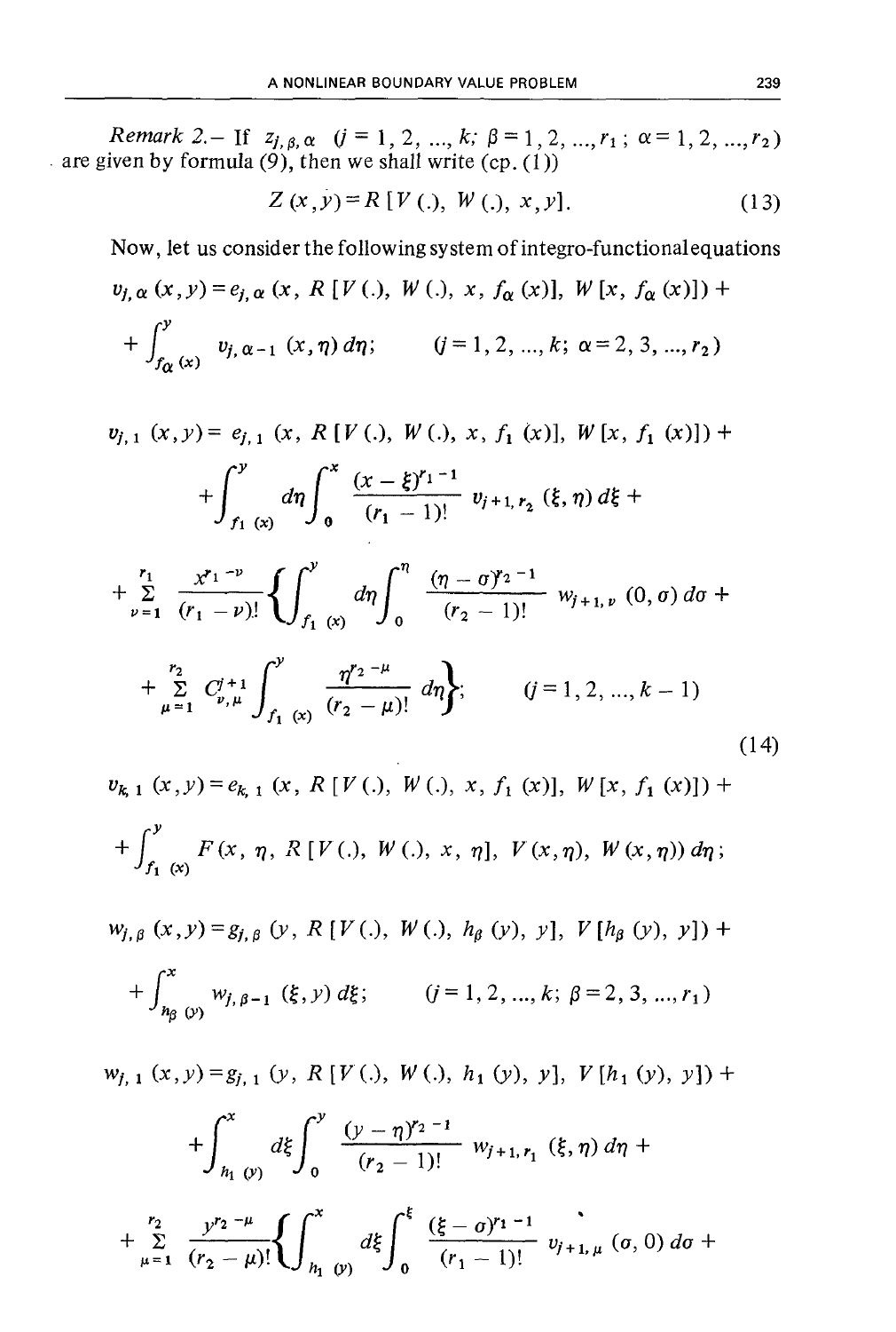*Remark 2.*– If $z_{j,\beta,\alpha}$ $(j = 1, 2, ..., k;\ \beta = 1, 2, ..., r_1;\ \alpha = 1, 2, ..., r_2)$ are given by formula (9), then we shall write (cp. (1))

$$Z(x,y) = R[V(.), W(.), x, y]. \tag{13}$$

Now, let us consider the following system of integro-functional equations

$$v_{j,\alpha}(x,y) = e_{j,\alpha}(x, R[V(.), W(.), x, f_\alpha(x)], W[x, f_\alpha(x)]) + \int_{f_\alpha(x)}^{y} v_{j,\alpha-1}(x,\eta)\,d\eta; \qquad (j = 1, 2, ..., k;\ \alpha = 2, 3, ..., r_2)$$

$$\begin{aligned}
v_{j,1}(x,y) = {} & e_{j,1}(x, R[V(.), W(.), x, f_1(x)], W[x, f_1(x)]) + \\
& + \int_{f_1(x)}^{y} d\eta \int_0^x \frac{(x-\xi)^{r_1-1}}{(r_1-1)!} v_{j+1,r_2}(\xi,\eta)\,d\xi + \\
& + \sum_{\nu=1}^{r_1} \frac{x^{r_1-\nu}}{(r_1-\nu)!} \left\{ \int_{f_1(x)}^{y} d\eta \int_0^{\eta} \frac{(\eta-\sigma)^{r_2-1}}{(r_2-1)!} w_{j+1,\nu}(0,\sigma)\,d\sigma + \right. \\
& \left. + \sum_{\mu=1}^{r_2} C_{\nu,\mu}^{j+1} \int_{f_1(x)}^{y} \frac{\eta^{r_2-\mu}}{(r_2-\mu)!}\,d\eta \right\}; \qquad (j = 1, 2, ..., k-1)
\end{aligned} \tag{14}$$

$$v_{k,1}(x,y) = e_{k,1}(x, R[V(.), W(.), x, f_1(x)], W[x, f_1(x)]) + \int_{f_1(x)}^{y} F(x, \eta, R[V(.), W(.), x, \eta], V(x,\eta), W(x,\eta))\,d\eta;$$

$$w_{j,\beta}(x,y) = g_{j,\beta}(y, R[V(.), W(.), h_\beta(y), y], V[h_\beta(y), y]) + \int_{h_\beta(y)}^{x} w_{j,\beta-1}(\xi,y)\,d\xi; \qquad (j = 1, 2, ..., k;\ \beta = 2, 3, ..., r_1)$$

$$\begin{aligned}
w_{j,1}(x,y) = {} & g_{j,1}(y, R[V(.), W(.), h_1(y), y], V[h_1(y), y]) + \\
& + \int_{h_1(y)}^{x} d\xi \int_0^y \frac{(y-\eta)^{r_2-1}}{(r_2-1)!} w_{j+1,r_1}(\xi,\eta)\,d\eta + \\
& + \sum_{\mu=1}^{r_2} \frac{y^{r_2-\mu}}{(r_2-\mu)!} \left\{ \int_{h_1(y)}^{x} d\xi \int_0^{\xi} \frac{(\xi-\sigma)^{r_1-1}}{(r_1-1)!} v_{j+1,\mu}(\sigma,0)\,d\sigma + \right.
\end{aligned}$$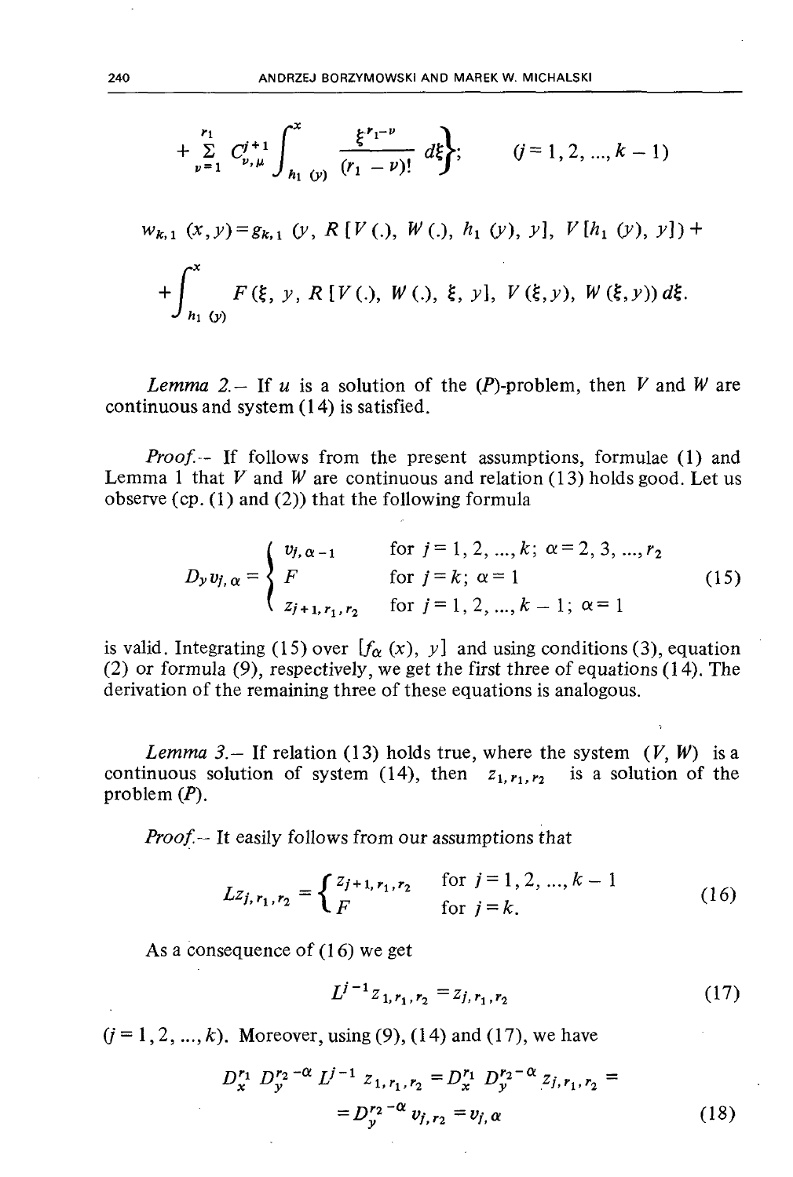$$+\sum_{\nu=1}^{r_1} C_{\nu,\mu}^{j+1} \int_{h_1(y)}^{x} \frac{\xi^{r_1-\nu}}{(r_1-\nu)!} d\xi \Big\}; \qquad (j=1,2,\dots,k-1)$$

$$w_{k,1}(x,y) = g_{k,1}(y, R[V(.), W(.), h_1(y), y], V[h_1(y), y]) +$$

$$+\int_{h_1(y)}^{x} F(\xi, y, R[V(.), W(.), \xi, y], V(\xi,y), W(\xi,y))\, d\xi.$$

*Lemma 2.*– If $u$ is a solution of the $(P)$-problem, then $V$ and $W$ are continuous and system (14) is satisfied.

*Proof.*– If follows from the present assumptions, formulae (1) and Lemma 1 that $V$ and $W$ are continuous and relation (13) holds good. Let us observe (cp. (1) and (2)) that the following formula

$$D_y v_{j,\alpha} = \begin{cases} v_{j,\alpha-1} & \text{for } j=1,2,\dots,k;\ \alpha=2,3,\dots,r_2 \\ F & \text{for } j=k;\ \alpha=1 \\ z_{j+1,r_1,r_2} & \text{for } j=1,2,\dots,k-1;\ \alpha=1 \end{cases} \tag{15}$$

is valid. Integrating (15) over $[f_\alpha(x), y]$ and using conditions (3), equation (2) or formula (9), respectively, we get the first three of equations (14). The derivation of the remaining three of these equations is analogous.

*Lemma 3.*– If relation (13) holds true, where the system $(V, W)$ is a continuous solution of system (14), then $z_{1,r_1,r_2}$ is a solution of the problem $(P)$.

*Proof.*– It easily follows from our assumptions that

$$Lz_{j,r_1,r_2} = \begin{cases} z_{j+1,r_1,r_2} & \text{for } j=1,2,\dots,k-1 \\ F & \text{for } j=k. \end{cases} \tag{16}$$

As a consequence of (16) we get

$$L^{j-1} z_{1,r_1,r_2} = z_{j,r_1,r_2} \tag{17}$$

$(j=1,2,\dots,k)$. Moreover, using (9), (14) and (17), we have

$$D_x^{r_1} D_y^{r_2-\alpha} L^{j-1} z_{1,r_1,r_2} = D_x^{r_1} D_y^{r_2-\alpha} z_{j,r_1,r_2} =$$
$$= D_y^{r_2-\alpha} v_{j,r_2} = v_{j,\alpha} \tag{18}$$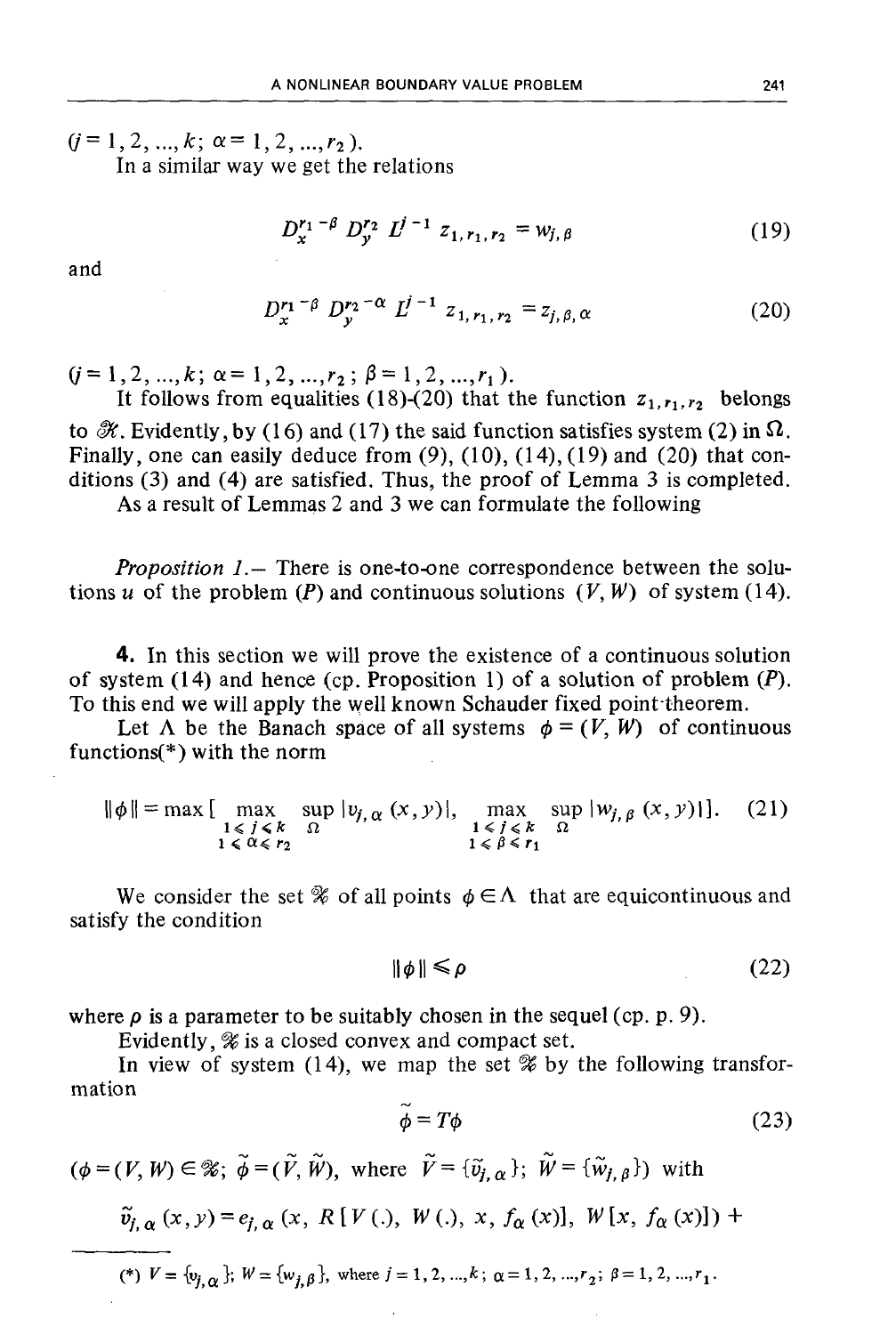$(j = 1, 2, ..., k;\ \alpha = 1, 2, ..., r_2)$.

In a similar way we get the relations

$$D_x^{r_1 - \beta} D_y^{r_2} L^{j-1} z_{1, r_1, r_2} = w_{j, \beta} \tag{19}$$

and

$$D_x^{r_1 - \beta} D_y^{r_2 - \alpha} L^{j-1} z_{1, r_1, r_2} = z_{j, \beta, \alpha} \tag{20}$$

$(j = 1, 2, ..., k;\ \alpha = 1, 2, ..., r_2;\ \beta = 1, 2, ..., r_1)$.

It follows from equalities (18)-(20) that the function $z_{1, r_1, r_2}$ belongs to $\mathscr{K}$. Evidently, by (16) and (17) the said function satisfies system (2) in $\Omega$. Finally, one can easily deduce from (9), (10), (14), (19) and (20) that conditions (3) and (4) are satisfied. Thus, the proof of Lemma 3 is completed.

As a result of Lemmas 2 and 3 we can formulate the following

*Proposition 1.*— There is one-to-one correspondence between the solutions $u$ of the problem $(P)$ and continuous solutions $(V, W)$ of system (14).

**4.** In this section we will prove the existence of a continuous solution of system (14) and hence (cp. Proposition 1) of a solution of problem $(P)$. To this end we will apply the well known Schauder fixed point theorem.

Let $\Lambda$ be the Banach space of all systems $\phi = (V, W)$ of continuous functions(*) with the norm

$$\|\phi\| = \max \Big[ \max_{\substack{1 \leq j \leq k \\ 1 \leq \alpha \leq r_2}} \sup_{\Omega} |v_{j, \alpha}(x, y)|,\ \max_{\substack{1 \leq j \leq k \\ 1 \leq \beta \leq r_1}} \sup_{\Omega} |w_{j, \beta}(x, y)| \Big]. \tag{21}$$

We consider the set $\mathscr{K}$ of all points $\phi \in \Lambda$ that are equicontinuous and satisfy the condition

$$\|\phi\| \leq \rho \tag{22}$$

where $\rho$ is a parameter to be suitably chosen in the sequel (cp. p. 9).

Evidently, $\mathscr{K}$ is a closed convex and compact set.

In view of system (14), we map the set $\mathscr{K}$ by the following transformation

$$\tilde{\phi} = T\phi \tag{23}$$

$(\phi = (V, W) \in \mathscr{K};\ \tilde{\phi} = (\tilde{V}, \tilde{W})$, where $\tilde{V} = \{\tilde{v}_{j, \alpha}\};\ \tilde{W} = \{\tilde{w}_{j, \beta}\})$ with

$\tilde{v}_{j, \alpha}(x, y) = e_{j, \alpha}(x,\ R[V(.),\ W(.),\ x,\ f_\alpha(x)],\ W[x,\ f_\alpha(x)]) +$

(*) $V = \{v_{j, \alpha}\}$; $W = \{w_{j, \beta}\}$, where $j = 1, 2, ..., k$; $\alpha = 1, 2, ..., r_2$; $\beta = 1, 2, ..., r_1$.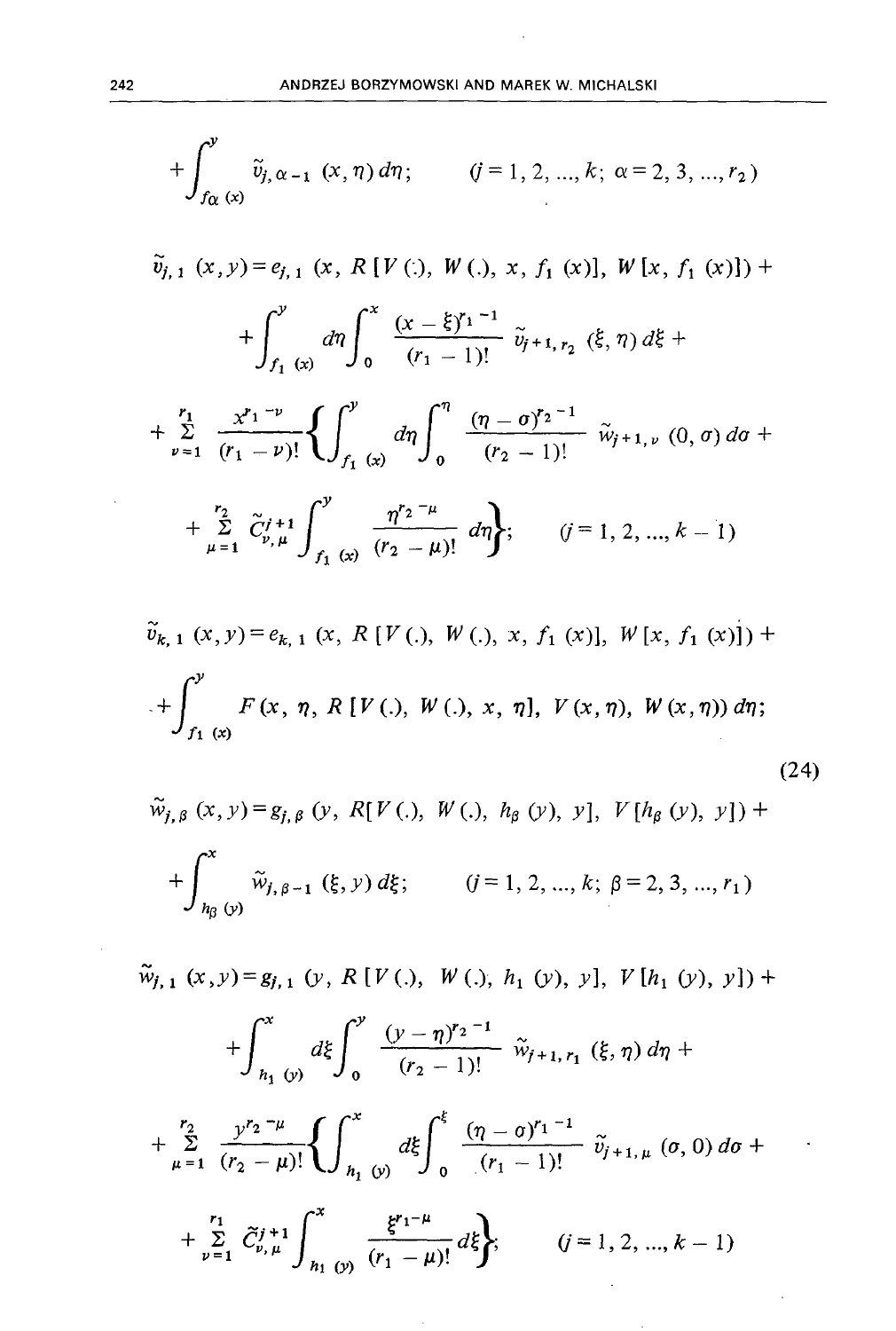$$+\int_{f_\alpha(x)}^{y} \tilde{v}_{j,\alpha-1}(x,\eta)\,d\eta; \qquad (j=1,2,\ldots,k;\ \alpha=2,3,\ldots,r_2)$$

$$\tilde{v}_{j,1}(x,y)=e_{j,1}(x,\ R[V(.),\ W(.),\ x,\ f_1(x)],\ W[x,\ f_1(x)])+$$

$$+\int_{f_1(x)}^{y} d\eta \int_0^x \frac{(x-\xi)^{r_1-1}}{(r_1-1)!}\,\tilde{v}_{j+1,r_2}(\xi,\eta)\,d\xi+$$

$$+\sum_{\nu=1}^{r_1} \frac{x^{r_1-\nu}}{(r_1-\nu)!}\left\{\int_{f_1(x)}^{y} d\eta \int_0^{\eta} \frac{(\eta-\sigma)^{r_2-1}}{(r_2-1)!}\,\tilde{w}_{j+1,\nu}(0,\sigma)\,d\sigma+\right.$$

$$\left.+\sum_{\mu=1}^{r_2} \tilde{C}_{\nu,\mu}^{j+1}\int_{f_1(x)}^{y} \frac{\eta^{r_2-\mu}}{(r_2-\mu)!}\,d\eta\right\}; \qquad (j=1,2,\ldots,k-1)$$

$$\tilde{v}_{k,1}(x,y)=e_{k,1}(x,\ R[V(.),\ W(.),\ x,\ f_1(x)],\ W[x,\ f_1(x)])+$$

$$+\int_{f_1(x)}^{y} F(x,\ \eta,\ R[V(.),\ W(.),\ x,\ \eta],\ V(x,\eta),\ W(x,\eta))\,d\eta; \tag{24}$$

$$\tilde{w}_{j,\beta}(x,y)=g_{j,\beta}(y,\ R[V(.),\ W(.),\ h_\beta(y),\ y],\ V[h_\beta(y),\ y])+$$

$$+\int_{h_\beta(y)}^{x} \tilde{w}_{j,\beta-1}(\xi,y)\,d\xi; \qquad (j=1,2,\ldots,k;\ \beta=2,3,\ldots,r_1)$$

$$\tilde{w}_{j,1}(x,y)=g_{j,1}(y,\ R[V(.),\ W(.),\ h_1(y),\ y],\ V[h_1(y),\ y])+$$

$$+\int_{h_1(y)}^{x} d\xi \int_0^y \frac{(y-\eta)^{r_2-1}}{(r_2-1)!}\,\tilde{w}_{j+1,r_1}(\xi,\eta)\,d\eta+$$

$$+\sum_{\mu=1}^{r_2} \frac{y^{r_2-\mu}}{(r_2-\mu)!}\left\{\int_{h_1(y)}^{x} d\xi \int_0^{\xi} \frac{(\eta-\sigma)^{r_1-1}}{(r_1-1)!}\,\tilde{v}_{j+1,\mu}(\sigma,0)\,d\sigma+\right.$$

$$\left.+\sum_{\nu=1}^{r_1} \tilde{C}_{\nu,\mu}^{j+1}\int_{h_1(y)}^{x} \frac{\xi^{r_1-\mu}}{(r_1-\mu)!}\,d\xi\right\}; \qquad (j=1,2,\ldots,k-1)$$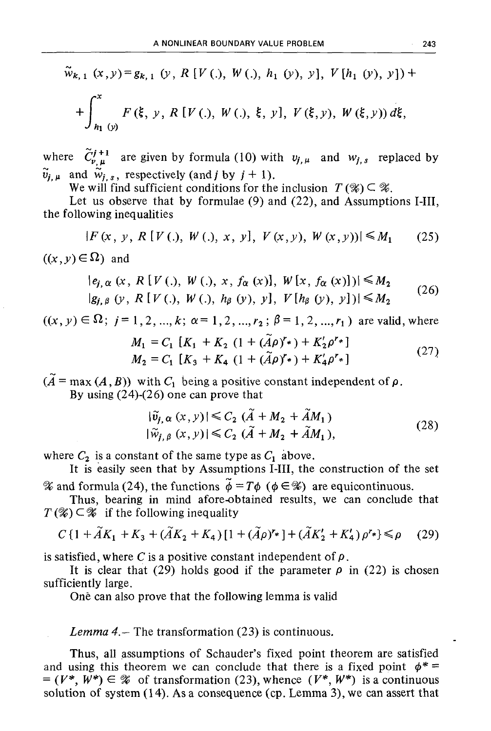$$\tilde{w}_{k,1}(x,y) = g_{k,1}(y, R[V(.), W(.), h_1(y), y], V[h_1(y), y]) +$$

$$+ \int_{h_1(y)}^{x} F(\xi, y, R[V(.), W(.), \xi, y], V(\xi, y), W(\xi, y))\, d\xi,$$

where $\tilde{C}^{j+1}_{\nu,\mu}$ are given by formula (10) with $v_{j,\mu}$ and $w_{j,s}$ replaced by $\tilde{v}_{j,\mu}$ and $\tilde{w}_{j,s}$, respectively (and $j$ by $j+1$).

We will find sufficient conditions for the inclusion $T(\mathscr{K}) \subset \mathscr{K}$.

Let us observe that by formulae (9) and (22), and Assumptions I-III, the following inequalities

$$|F(x, y, R[V(.), W(.), x, y], V(x,y), W(x,y))| \leqslant M_1 \tag{25}$$

$((x,y) \in \Omega)$ and

$$\begin{aligned} |e_{j,\alpha}(x, R[V(.), W(.), x, f_\alpha(x)], W[x, f_\alpha(x)])| &\leqslant M_2 \\ |g_{j,\beta}(y, R[V(.), W(.), h_\beta(y), y], V[h_\beta(y), y])| &\leqslant M_2 \end{aligned} \tag{26}$$

$((x,y) \in \Omega;\ j = 1, 2, \ldots, k;\ \alpha = 1, 2, \ldots, r_2;\ \beta = 1, 2, \ldots, r_1)$ are valid, where

$$\begin{aligned} M_1 &= C_1 [K_1 + K_2 (1 + (\tilde{A}\rho)^{r_*}) + K_2' \rho^{r_*}] \\ M_2 &= C_1 [K_3 + K_4 (1 + (\tilde{A}\rho)^{r_*}) + K_4' \rho^{r_*}] \end{aligned} \tag{27}$$

$(\tilde{A} = \max(A, B))$ with $C_1$ being a positive constant independent of $\rho$.

By using (24)-(26) one can prove that

$$\begin{aligned} |\tilde{v}_{j,\alpha}(x,y)| &\leqslant C_2 (\tilde{A} + M_2 + \tilde{A} M_1) \\ |\tilde{w}_{j,\beta}(x,y)| &\leqslant C_2 (\tilde{A} + M_2 + \tilde{A} M_1), \end{aligned} \tag{28}$$

where $C_2$ is a constant of the same type as $C_1$ above.

It is easily seen that by Assumptions I-III, the construction of the set $\mathscr{K}$ and formula (24), the functions $\tilde{\phi} = T\phi$ $(\phi \in \mathscr{K})$ are equicontinuous.

Thus, bearing in mind afore-obtained results, we can conclude that $T(\mathscr{K}) \subset \mathscr{K}$ if the following inequality

$$C\{1 + \tilde{A}K_1 + K_3 + (\tilde{A}K_2 + K_4)[1 + (\tilde{A}\rho)^{r_*}] + (\tilde{A}K_2' + K_4')\rho^{r_*}\} \leqslant \rho \tag{29}$$

is satisfied, where $C$ is a positive constant independent of $\rho$.

It is clear that (29) holds good if the parameter $\rho$ in (22) is chosen sufficiently large.

One can also prove that the following lemma is valid

*Lemma 4.*– The transformation (23) is continuous.

Thus, all assumptions of Schauder's fixed point theorem are satisfied and using this theorem we can conclude that there is a fixed point $\phi^* = (V^*, W^*) \in \mathscr{K}$ of transformation (23), whence $(V^*, W^*)$ is a continuous solution of system (14). As a consequence (cp. Lemma 3), we can assert that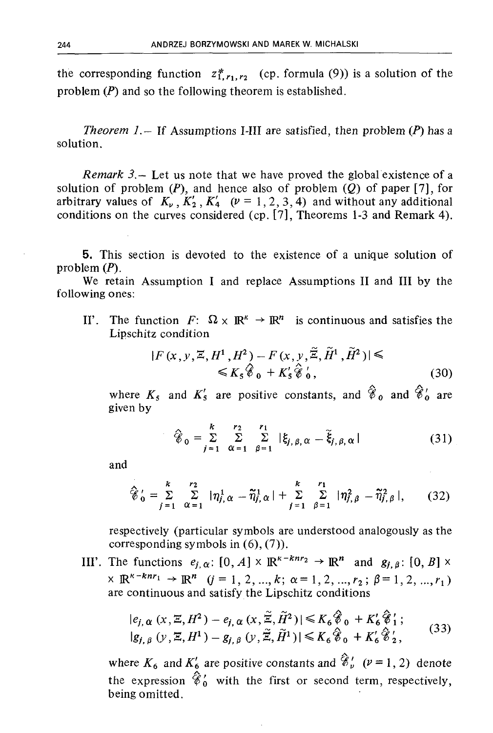the corresponding function $z^*_{1,r_1,r_2}$ (cp. formula (9)) is a solution of the problem (*P*) and so the following theorem is established.

*Theorem 1.*– If Assumptions I-III are satisfied, then problem (*P*) has a solution.

*Remark 3.*– Let us note that we have proved the global existence of a solution of problem (*P*), and hence also of problem (*Q*) of paper [7], for arbitrary values of $K_\nu$, $K_2'$, $K_4'$ ($\nu = 1, 2, 3, 4$) and without any additional conditions on the curves considered (cp. [7], Theorems 1-3 and Remark 4).

**5.** This section is devoted to the existence of a unique solution of problem (*P*).

We retain Assumption I and replace Assumptions II and III by the following ones:

II'. The function $F$: $\Omega \times \mathbb{R}^\kappa \to \mathbb{R}^n$ is continuous and satisfies the Lipschitz condition

$$|F(x,y,\Xi,H^1,H^2) - F(x,y,\tilde{\Xi},\tilde{H}^1,\tilde{H}^2)| \leqslant \leqslant K_5 \hat{\mathscr{C}}_0 + K_5' \hat{\mathscr{C}}_0', \tag{30}$$

where $K_5$ and $K_5'$ are positive constants, and $\hat{\mathscr{C}}_0$ and $\hat{\mathscr{C}}_0'$ are given by

$$\hat{\mathscr{C}}_0 = \sum_{j=1}^{k} \sum_{\alpha=1}^{r_2} \sum_{\beta=1}^{r_1} |\xi_{j,\beta,\alpha} - \tilde{\xi}_{j,\beta,\alpha}| \tag{31}$$

and

$$\hat{\mathscr{C}}_0' = \sum_{j=1}^{k} \sum_{\alpha=1}^{r_2} |\eta^1_{j,\alpha} - \tilde{\eta}^1_{j,\alpha}| + \sum_{j=1}^{k} \sum_{\beta=1}^{r_1} |\eta^2_{j,\beta} - \tilde{\eta}^2_{j,\beta}|, \tag{32}$$

respectively (particular symbols are understood analogously as the corresponding symbols in (6), (7)).

III'. The functions $e_{j,\alpha}$: $[0,A] \times \mathbb{R}^{\kappa - knr_2} \to \mathbb{R}^n$ and $g_{j,\beta}$: $[0,B] \times \mathbb{R}^{\kappa - knr_1} \to \mathbb{R}^n$ ($j = 1, 2, ..., k$; $\alpha = 1, 2, ..., r_2$; $\beta = 1, 2, ..., r_1$) are continuous and satisfy the Lipschitz conditions

$$\begin{aligned} &|e_{j,\alpha}(x,\Xi,H^2) - e_{j,\alpha}(x,\tilde{\Xi},\tilde{H}^2)| \leqslant K_6 \hat{\mathscr{C}}_0 + K_6' \hat{\mathscr{C}}_1'; \\ &|g_{j,\beta}(y,\Xi,H^1) - g_{j,\beta}(y,\tilde{\Xi},\tilde{H}^1)| \leqslant K_6 \hat{\mathscr{C}}_0 + K_6' \hat{\mathscr{C}}_2', \end{aligned} \tag{33}$$

where $K_6$ and $K_6'$ are positive constants and $\hat{\mathscr{C}}_\nu'$ ($\nu = 1, 2$) denote the expression $\hat{\mathscr{C}}_0'$ with the first or second term, respectively, being omitted.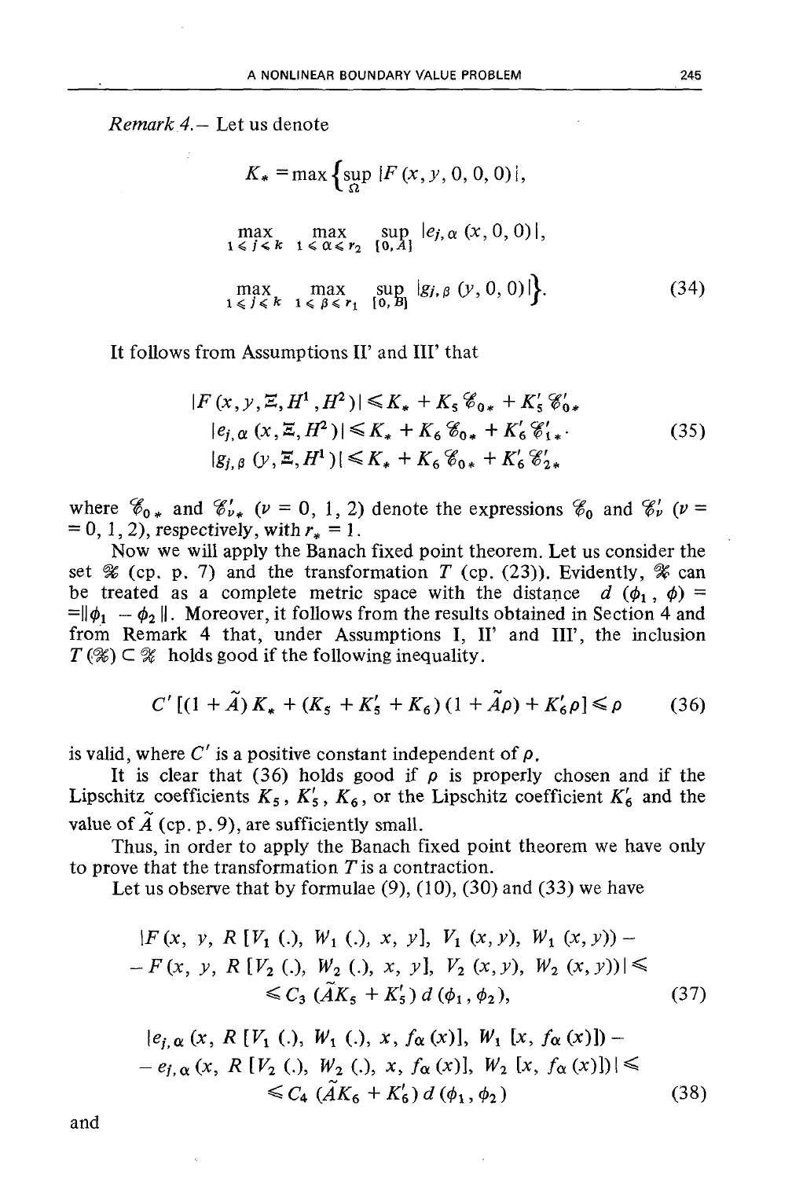*Remark 4.*– Let us denote

$$K_* = \max\Big\{\sup_{\Omega} |F(x, y, 0, 0, 0)|,$$

$$\max_{1 \leqslant j \leqslant k} \max_{1 \leqslant \alpha \leqslant r_2} \sup_{[0, A]} |e_{j,\alpha}(x, 0, 0)|,$$

$$\max_{1 \leqslant j \leqslant k} \max_{1 \leqslant \beta \leqslant r_1} \sup_{[0, B]} |g_{j,\beta}(y, 0, 0)|\Big\}. \tag{34}$$

It follows from Assumptions II' and III' that

$$\begin{aligned} |F(x, y, \Xi, H^1, H^2)| &\leqslant K_* + K_5 \mathscr{C}_{0*} + K_5' \mathscr{C}_{0*}' \\ |e_{j,\alpha}(x, \Xi, H^2)| &\leqslant K_* + K_6 \mathscr{C}_{0*} + K_6' \mathscr{C}_{1*}' . \\ |g_{j,\beta}(y, \Xi, H^1)| &\leqslant K_* + K_6 \mathscr{C}_{0*} + K_6' \mathscr{C}_{2*}' \end{aligned} \tag{35}$$

where $\mathscr{C}_{0*}$ and $\mathscr{C}_{\nu *}'$ ($\nu = 0, 1, 2$) denote the expressions $\mathscr{C}_0$ and $\mathscr{C}_\nu'$ ($\nu = 0, 1, 2$), respectively, with $r_* = 1$.

Now we will apply the Banach fixed point theorem. Let us consider the set $\mathscr{K}$ (cp. p. 7) and the transformation $T$ (cp. (23)). Evidently, $\mathscr{K}$ can be treated as a complete metric space with the distance $d(\phi_1, \phi) = \|\phi_1 - \phi_2\|$. Moreover, it follows from the results obtained in Section 4 and from Remark 4 that, under Assumptions I, II' and III', the inclusion $T(\mathscr{K}) \subset \mathscr{K}$ holds good if the following inequality.

$$C'[(1 + \tilde{A})K_* + (K_5 + K_5' + K_6)(1 + \tilde{A}\rho) + K_6'\rho] \leqslant \rho \tag{36}$$

is valid, where $C'$ is a positive constant independent of $\rho$.

It is clear that (36) holds good if $\rho$ is properly chosen and if the Lipschitz coefficients $K_5$, $K_5'$, $K_6$, or the Lipschitz coefficient $K_6'$ and the value of $\tilde{A}$ (cp. p. 9), are sufficiently small.

Thus, in order to apply the Banach fixed point theorem we have only to prove that the transformation $T$ is a contraction.

Let us observe that by formulae (9), (10), (30) and (33) we have

$$\begin{aligned} &|F(x, y, R[V_1(.), W_1(.), x, y], V_1(x, y), W_1(x, y)) - \\ &- F(x, y, R[V_2(.), W_2(.), x, y], V_2(x, y), W_2(x, y))| \leqslant \\ &\leqslant C_3(\tilde{A}K_5 + K_5')\, d(\phi_1, \phi_2), \end{aligned} \tag{37}$$

$$\begin{aligned} &|e_{j,\alpha}(x, R[V_1(.), W_1(.), x, f_\alpha(x)], W_1[x, f_\alpha(x)]) - \\ &- e_{j,\alpha}(x, R[V_2(.), W_2(.), x, f_\alpha(x)], W_2[x, f_\alpha(x)])| \leqslant \\ &\leqslant C_4(\tilde{A}K_6 + K_6')\, d(\phi_1, \phi_2) \end{aligned} \tag{38}$$

and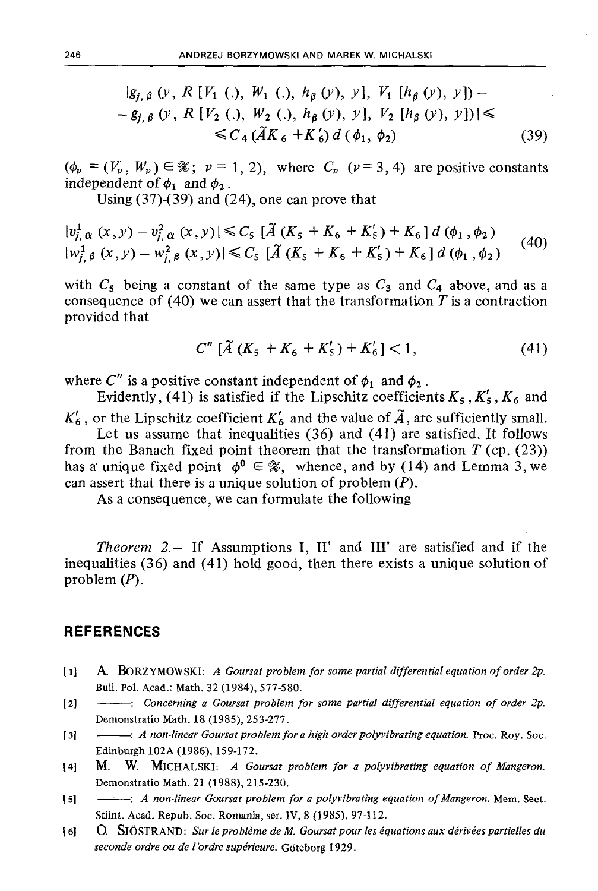$$
\begin{aligned}
&|g_{j,\beta}(y, R[V_1(.), W_1(.), h_\beta(y), y], V_1[h_\beta(y), y]) - \\
&- g_{j,\beta}(y, R[V_2(.), W_2(.), h_\beta(y), y], V_2[h_\beta(y), y])| \leqslant \\
&\leqslant C_4(\tilde{A}K_6 + K_6')\, d(\phi_1, \phi_2)
\end{aligned}
\tag{39}
$$

($\phi_\nu = (V_\nu, W_\nu) \in \mathscr{K}$; $\nu = 1, 2$), where $C_\nu$ ($\nu = 3, 4$) are positive constants independent of $\phi_1$ and $\phi_2$.

Using (37)-(39) and (24), one can prove that

$$
\begin{aligned}
|v^1_{j,\alpha}(x,y) - v^2_{j,\alpha}(x,y)| &\leqslant C_5\,[\tilde{A}\,(K_5 + K_6 + K_5') + K_6]\, d(\phi_1, \phi_2) \\
|w^1_{j,\beta}(x,y) - w^2_{j,\beta}(x,y)| &\leqslant C_5\,[\tilde{A}\,(K_5 + K_6 + K_5') + K_6]\, d(\phi_1, \phi_2)
\end{aligned}
\tag{40}
$$

with $C_5$ being a constant of the same type as $C_3$ and $C_4$ above, and as a consequence of (40) we can assert that the transformation $T$ is a contraction provided that

$$
C''\,[\tilde{A}\,(K_5 + K_6 + K_5') + K_6'] < 1, \tag{41}
$$

where $C''$ is a positive constant independent of $\phi_1$ and $\phi_2$.

Evidently, (41) is satisfied if the Lipschitz coefficients $K_5, K_5', K_6$ and $K_6'$, or the Lipschitz coefficient $K_6'$ and the value of $\tilde{A}$, are sufficiently small.

Let us assume that inequalities (36) and (41) are satisfied. It follows from the Banach fixed point theorem that the transformation $T$ (cp. (23)) has a unique fixed point $\phi^0 \in \mathscr{K}$, whence, and by (14) and Lemma 3, we can assert that there is a unique solution of problem (*P*).

As a consequence, we can formulate the following

*Theorem 2.*– If Assumptions I, II' and III' are satisfied and if the inequalities (36) and (41) hold good, then there exists a unique solution of problem (*P*).

## REFERENCES

[1] A. BORZYMOWSKI: *A Goursat problem for some partial differential equation of order 2p.* Bull. Pol. Acad.: Math. 32 (1984), 577-580.

[2] ———: *Concerning a Goursat problem for some partial differential equation of order 2p.* Demonstratio Math. 18 (1985), 253-277.

[3] ———: *A non-linear Goursat problem for a high order polyvibrating equation.* Proc. Roy. Soc. Edinburgh 102A (1986), 159-172.

[4] M. W. MICHALSKI: *A Goursat problem for a polyvibrating equation of Mangeron.* Demonstratio Math. 21 (1988), 215-230.

[5] ———: *A non-linear Goursat problem for a polyvibrating equation of Mangeron.* Mem. Sect. Stiint. Acad. Repub. Soc. Romania, ser. IV, 8 (1985), 97-112.

[6] O. SJÖSTRAND: *Sur le problème de M. Goursat pour les équations aux dérivées partielles du seconde ordre ou de l'ordre supérieure.* Göteborg 1929.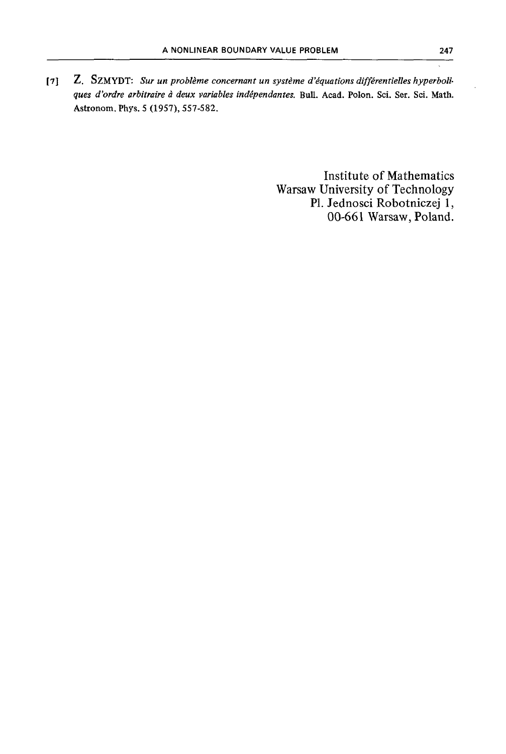[7] Z. SZMYDT: *Sur un problème concernant un système d'équations différentielles hyperboliques d'ordre arbitraire à deux variables indépendantes.* Bull. Acad. Polon. Sci. Ser. Sci. Math. Astronom. Phys. 5 (1957), 557-582.

Institute of Mathematics
Warsaw University of Technology
Pl. Jednosci Robotniczej 1,
00-661 Warsaw, Poland.